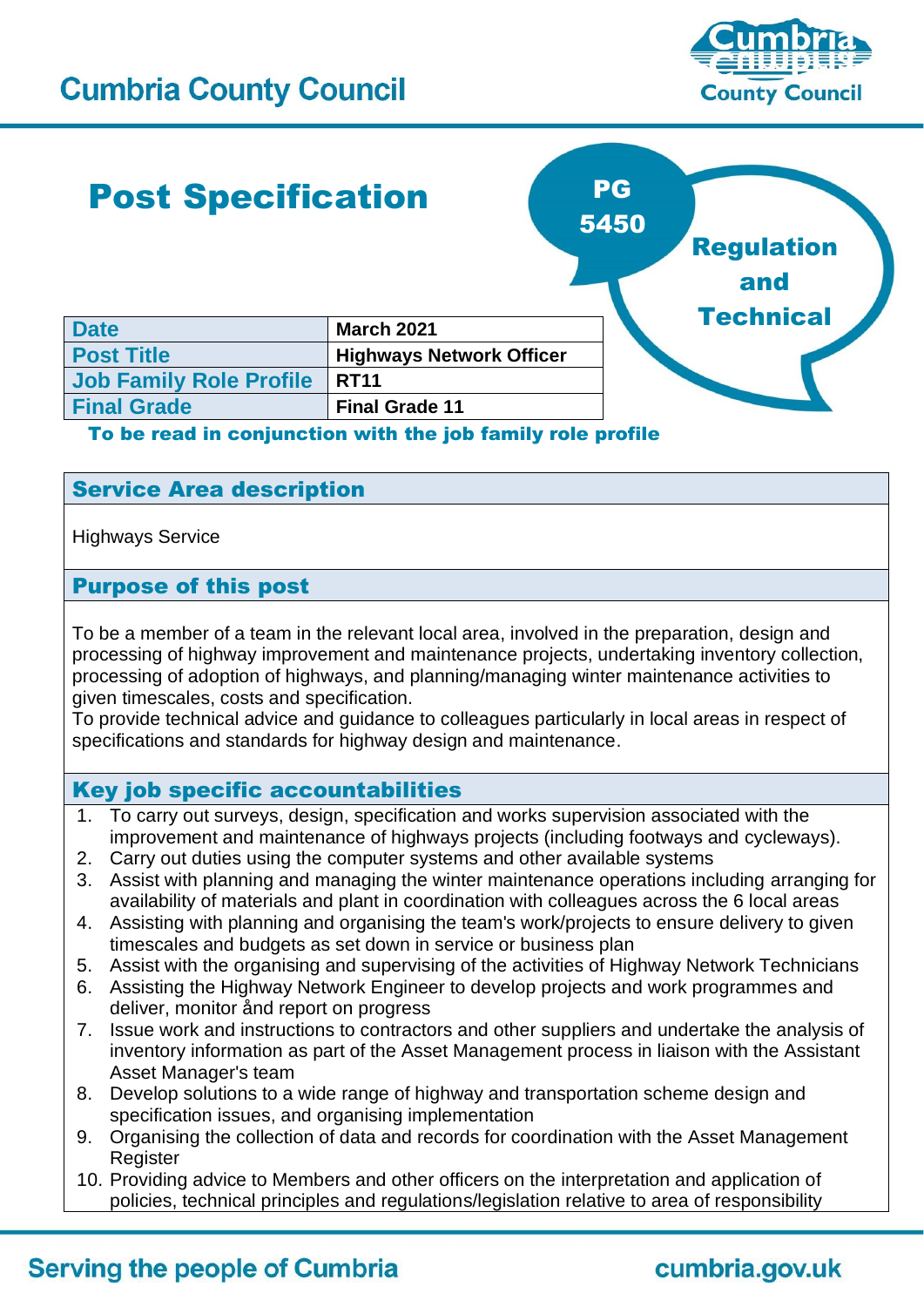# Cumbria County Council

## Post Specification

PG 5450

Regulation and Technical

| Date | March 2021 |
|---|---|
| Post Title | Highways Network Officer |
| Job Family Role Profile | RT11 |
| Final Grade | Final Grade 11 |

**To be read in conjunction with the job family role profile**

### Service Area description

Highways Service

### Purpose of this post

To be a member of a team in the relevant local area, involved in the preparation, design and processing of highway improvement and maintenance projects, undertaking inventory collection, processing of adoption of highways, and planning/managing winter maintenance activities to given timescales, costs and specification.
To provide technical advice and guidance to colleagues particularly in local areas in respect of specifications and standards for highway design and maintenance.

### Key job specific accountabilities

1. To carry out surveys, design, specification and works supervision associated with the improvement and maintenance of highways projects (including footways and cycleways).
2. Carry out duties using the computer systems and other available systems
3. Assist with planning and managing the winter maintenance operations including arranging for availability of materials and plant in coordination with colleagues across the 6 local areas
4. Assisting with planning and organising the team's work/projects to ensure delivery to given timescales and budgets as set down in service or business plan
5. Assist with the organising and supervising of the activities of Highway Network Technicians
6. Assisting the Highway Network Engineer to develop projects and work programmes and deliver, monitor ånd report on progress
7. Issue work and instructions to contractors and other suppliers and undertake the analysis of inventory information as part of the Asset Management process in liaison with the Assistant Asset Manager's team
8. Develop solutions to a wide range of highway and transportation scheme design and specification issues, and organising implementation
9. Organising the collection of data and records for coordination with the Asset Management Register
10. Providing advice to Members and other officers on the interpretation and application of policies, technical principles and regulations/legislation relative to area of responsibility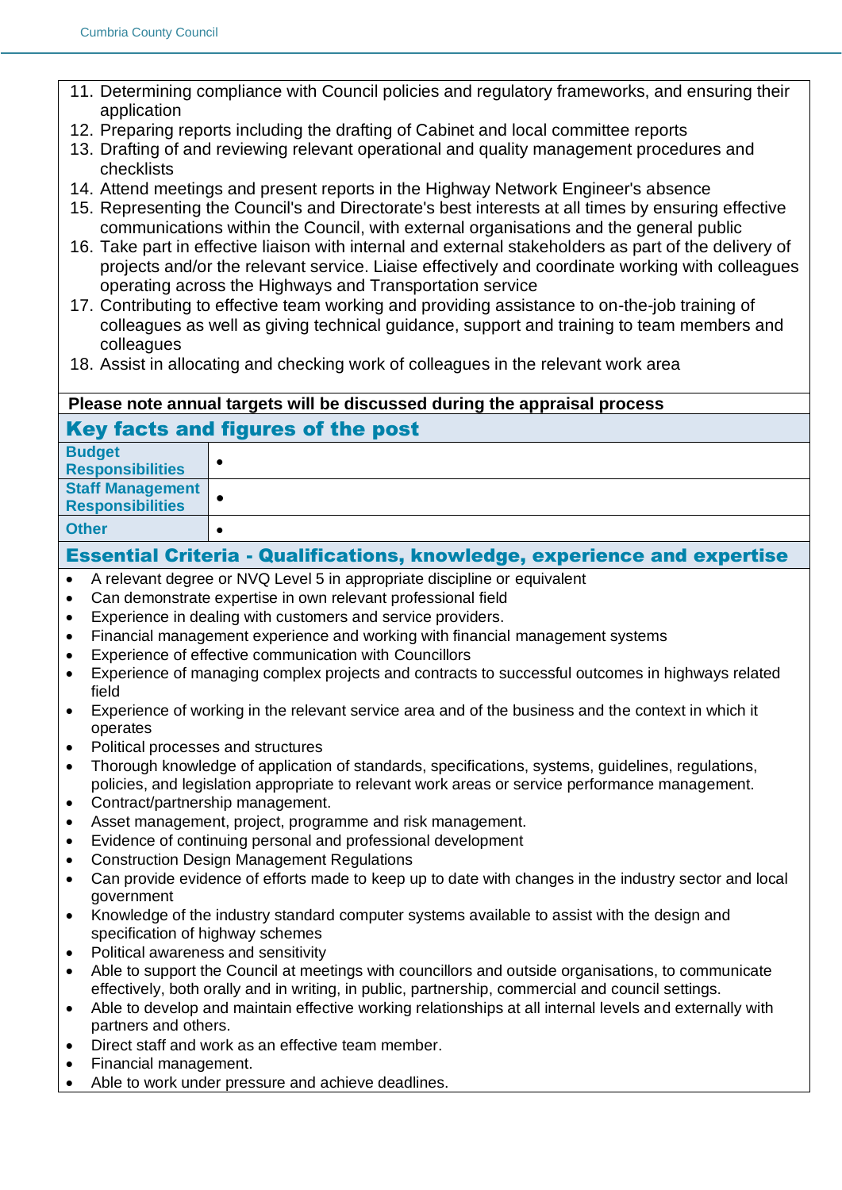11. Determining compliance with Council policies and regulatory frameworks, and ensuring their application
12. Preparing reports including the drafting of Cabinet and local committee reports
13. Drafting of and reviewing relevant operational and quality management procedures and checklists
14. Attend meetings and present reports in the Highway Network Engineer's absence
15. Representing the Council's and Directorate's best interests at all times by ensuring effective communications within the Council, with external organisations and the general public
16. Take part in effective liaison with internal and external stakeholders as part of the delivery of projects and/or the relevant service. Liaise effectively and coordinate working with colleagues operating across the Highways and Transportation service
17. Contributing to effective team working and providing assistance to on-the-job training of colleagues as well as giving technical guidance, support and training to team members and colleagues
18. Assist in allocating and checking work of colleagues in the relevant work area

**Please note annual targets will be discussed during the appraisal process**

## Key facts and figures of the post

| | |
|---|---|
| **Budget Responsibilities** | • |
| **Staff Management Responsibilities** | • |
| **Other** | • |

## Essential Criteria - Qualifications, knowledge, experience and expertise

- A relevant degree or NVQ Level 5 in appropriate discipline or equivalent
- Can demonstrate expertise in own relevant professional field
- Experience in dealing with customers and service providers.
- Financial management experience and working with financial management systems
- Experience of effective communication with Councillors
- Experience of managing complex projects and contracts to successful outcomes in highways related field
- Experience of working in the relevant service area and of the business and the context in which it operates
- Political processes and structures
- Thorough knowledge of application of standards, specifications, systems, guidelines, regulations, policies, and legislation appropriate to relevant work areas or service performance management.
- Contract/partnership management.
- Asset management, project, programme and risk management.
- Evidence of continuing personal and professional development
- Construction Design Management Regulations
- Can provide evidence of efforts made to keep up to date with changes in the industry sector and local government
- Knowledge of the industry standard computer systems available to assist with the design and specification of highway schemes
- Political awareness and sensitivity
- Able to support the Council at meetings with councillors and outside organisations, to communicate effectively, both orally and in writing, in public, partnership, commercial and council settings.
- Able to develop and maintain effective working relationships at all internal levels and externally with partners and others.
- Direct staff and work as an effective team member.
- Financial management.
- Able to work under pressure and achieve deadlines.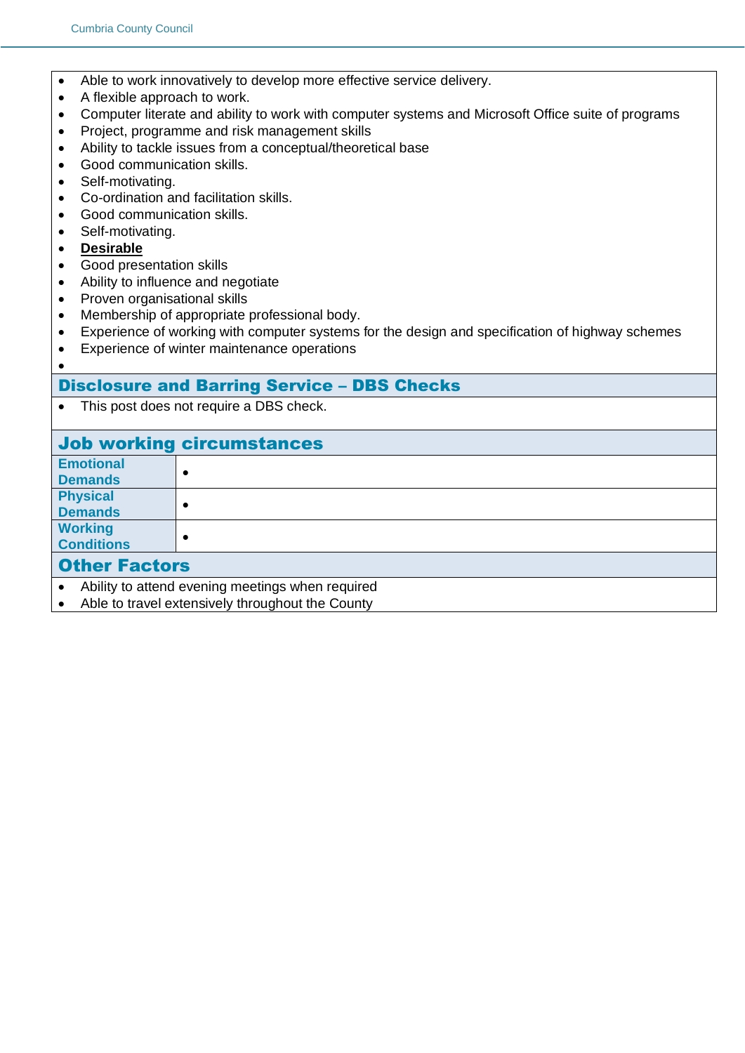- Able to work innovatively to develop more effective service delivery.
- A flexible approach to work.
- Computer literate and ability to work with computer systems and Microsoft Office suite of programs
- Project, programme and risk management skills
- Ability to tackle issues from a conceptual/theoretical base
- Good communication skills.
- Self-motivating.
- Co-ordination and facilitation skills.
- Good communication skills.
- Self-motivating.
- **Desirable**
- Good presentation skills
- Ability to influence and negotiate
- Proven organisational skills
- Membership of appropriate professional body.
- Experience of working with computer systems for the design and specification of highway schemes
- Experience of winter maintenance operations
-

## Disclosure and Barring Service – DBS Checks

- This post does not require a DBS check.

## Job working circumstances

| | |
|---|---|
| **Emotional Demands** | • |
| **Physical Demands** | • |
| **Working Conditions** | • |

## Other Factors

- Ability to attend evening meetings when required
- Able to travel extensively throughout the County